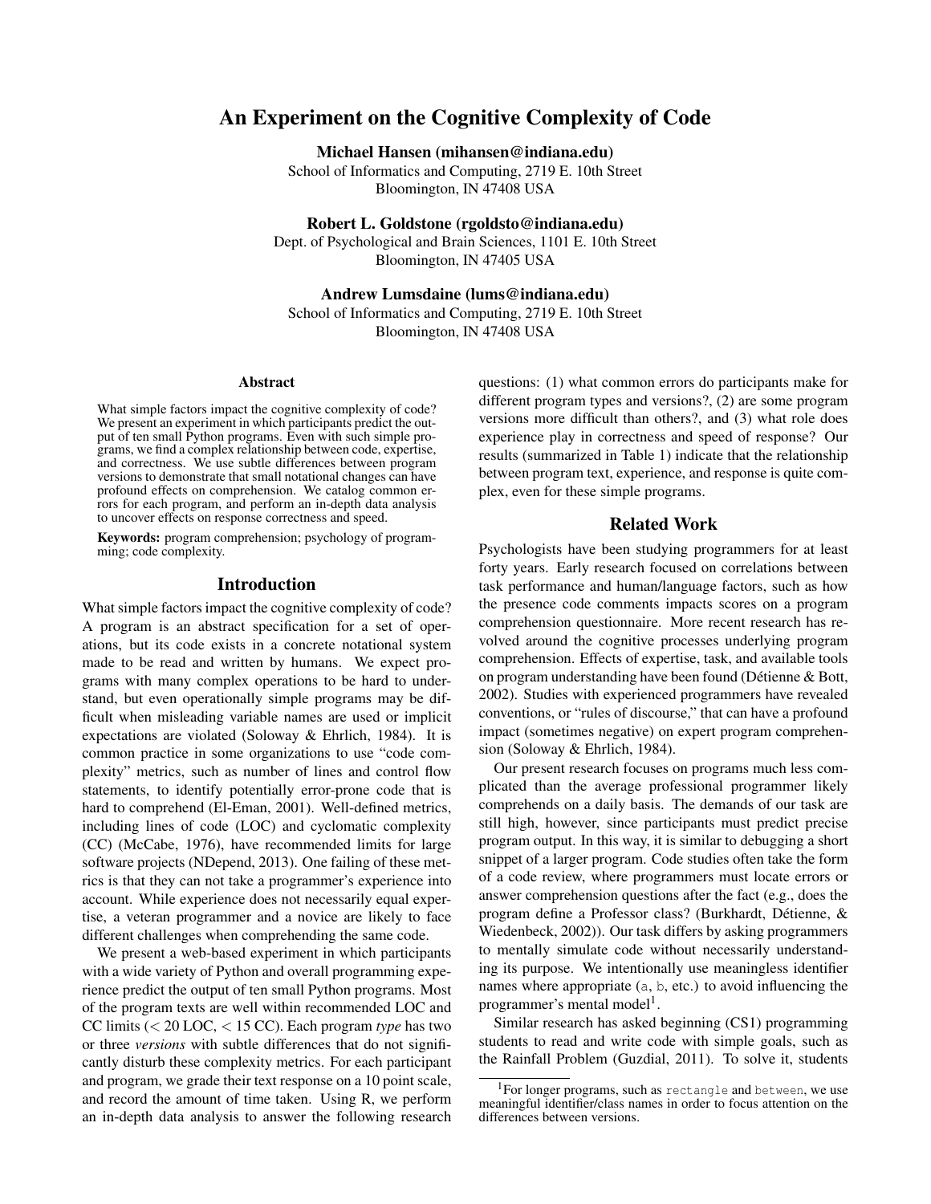# An Experiment on the Cognitive Complexity of Code

**Michael Hansen (mihansen@indiana.edu)**
School of Informatics and Computing, 2719 E. 10th Street
Bloomington, IN 47408 USA

**Robert L. Goldstone (rgoldsto@indiana.edu)**
Dept. of Psychological and Brain Sciences, 1101 E. 10th Street
Bloomington, IN 47405 USA

**Andrew Lumsdaine (lums@indiana.edu)**
School of Informatics and Computing, 2719 E. 10th Street
Bloomington, IN 47408 USA

## Abstract

What simple factors impact the cognitive complexity of code? We present an experiment in which participants predict the output of ten small Python programs. Even with such simple programs, we find a complex relationship between code, expertise, and correctness. We use subtle differences between program versions to demonstrate that small notational changes can have profound effects on comprehension. We catalog common errors for each program, and perform an in-depth data analysis to uncover effects on response correctness and speed.

**Keywords:** program comprehension; psychology of programming; code complexity.

## Introduction

What simple factors impact the cognitive complexity of code? A program is an abstract specification for a set of operations, but its code exists in a concrete notational system made to be read and written by humans. We expect programs with many complex operations to be hard to understand, but even operationally simple programs may be difficult when misleading variable names are used or implicit expectations are violated (Soloway & Ehrlich, 1984). It is common practice in some organizations to use "code complexity" metrics, such as number of lines and control flow statements, to identify potentially error-prone code that is hard to comprehend (El-Eman, 2001). Well-defined metrics, including lines of code (LOC) and cyclomatic complexity (CC) (McCabe, 1976), have recommended limits for large software projects (NDepend, 2013). One failing of these metrics is that they can not take a programmer's experience into account. While experience does not necessarily equal expertise, a veteran programmer and a novice are likely to face different challenges when comprehending the same code.

We present a web-based experiment in which participants with a wide variety of Python and overall programming experience predict the output of ten small Python programs. Most of the program texts are well within recommended LOC and CC limits (< 20 LOC, < 15 CC). Each program *type* has two or three *versions* with subtle differences that do not significantly disturb these complexity metrics. For each participant and program, we grade their text response on a 10 point scale, and record the amount of time taken. Using R, we perform an in-depth data analysis to answer the following research questions: (1) what common errors do participants make for different program types and versions?, (2) are some program versions more difficult than others?, and (3) what role does experience play in correctness and speed of response? Our results (summarized in Table 1) indicate that the relationship between program text, experience, and response is quite complex, even for these simple programs.

## Related Work

Psychologists have been studying programmers for at least forty years. Early research focused on correlations between task performance and human/language factors, such as how the presence code comments impacts scores on a program comprehension questionnaire. More recent research has revolved around the cognitive processes underlying program comprehension. Effects of expertise, task, and available tools on program understanding have been found (Détienne & Bott, 2002). Studies with experienced programmers have revealed conventions, or "rules of discourse," that can have a profound impact (sometimes negative) on expert program comprehension (Soloway & Ehrlich, 1984).

Our present research focuses on programs much less complicated than the average professional programmer likely comprehends on a daily basis. The demands of our task are still high, however, since participants must predict precise program output. In this way, it is similar to debugging a short snippet of a larger program. Code studies often take the form of a code review, where programmers must locate errors or answer comprehension questions after the fact (e.g., does the program define a Professor class? (Burkhardt, Détienne, & Wiedenbeck, 2002)). Our task differs by asking programmers to mentally simulate code without necessarily understanding its purpose. We intentionally use meaningless identifier names where appropriate (`a`, `b`, etc.) to avoid influencing the programmer's mental model[1].

Similar research has asked beginning (CS1) programming students to read and write code with simple goals, such as the Rainfall Problem (Guzdial, 2011). To solve it, students

[1] For longer programs, such as `rectangle` and `between`, we use meaningful identifier/class names in order to focus attention on the differences between versions.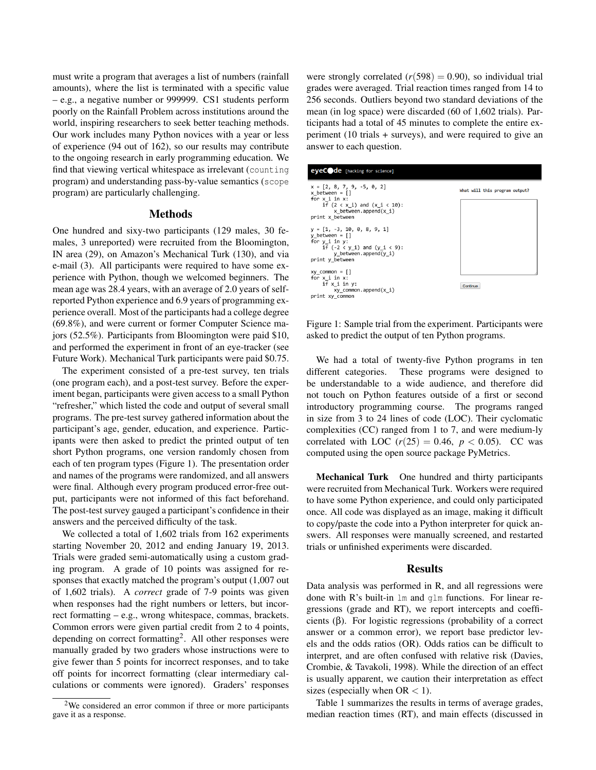must write a program that averages a list of numbers (rainfall amounts), where the list is terminated with a specific value – e.g., a negative number or 999999. CS1 students perform poorly on the Rainfall Problem across institutions around the world, inspiring researchers to seek better teaching methods. Our work includes many Python novices with a year or less of experience (94 out of 162), so our results may contribute to the ongoing research in early programming education. We find that viewing vertical whitespace as irrelevant (`counting` program) and understanding pass-by-value semantics (`scope` program) are particularly challenging.

## Methods

One hundred and sixty-two participants (129 males, 30 females, 3 unreported) were recruited from the Bloomington, IN area (29), on Amazon's Mechanical Turk (130), and via e-mail (3). All participants were required to have some experience with Python, though we welcomed beginners. The mean age was 28.4 years, with an average of 2.0 years of self-reported Python experience and 6.9 years of programming experience overall. Most of the participants had a college degree (69.8%), and were current or former Computer Science majors (52.5%). Participants from Bloomington were paid $10, and performed the experiment in front of an eye-tracker (see Future Work). Mechanical Turk participants were paid $0.75.

The experiment consisted of a pre-test survey, ten trials (one program each), and a post-test survey. Before the experiment began, participants were given access to a small Python "refresher," which listed the code and output of several small programs. The pre-test survey gathered information about the participant's age, gender, education, and experience. Participants were then asked to predict the printed output of ten short Python programs, one version randomly chosen from each of ten program types (Figure 1). The presentation order and names of the programs were randomized, and all answers were final. Although every program produced error-free output, participants were not informed of this fact beforehand. The post-test survey gauged a participant's confidence in their answers and the perceived difficulty of the task.

We collected a total of 1,602 trials from 162 experiments starting November 20, 2012 and ending January 19, 2013. Trials were graded semi-automatically using a custom grading program. A grade of 10 points was assigned for responses that exactly matched the program's output (1,007 out of 1,602 trials). A *correct* grade of 7-9 points was given when responses had the right numbers or letters, but incorrect formatting – e.g., wrong whitespace, commas, brackets. Common errors were given partial credit from 2 to 4 points, depending on correct formatting[2]. All other responses were manually graded by two graders whose instructions were to give fewer than 5 points for incorrect responses, and to take off points for incorrect formatting (clear intermediary calculations or comments were ignored). Graders' responses were strongly correlated ($r(598) = 0.90$), so individual trial grades were averaged. Trial reaction times ranged from 14 to 256 seconds. Outliers beyond two standard deviations of the mean (in log space) were discarded (60 of 1,602 trials). Participants had a total of 45 minutes to complete the entire experiment (10 trials + surveys), and were required to give an answer to each question.

```
x = [2, 8, 7, 9, -5, 0, 2]
x_between = []
for x_i in x:
    if (2 < x_i) and (x_i < 10):
        x_between.append(x_i)
print x_between

y = [1, -3, 10, 0, 8, 9, 1]
y_between = []
for y_i in y:
    if (-2 < y_i) and (y_i < 9):
        y_between.append(y_i)
print y_between

xy_common = []
for x_i in x:
    if x_i in y:
        xy_common.append(x_i)
print xy_common
```

Figure 1: Sample trial from the experiment. Participants were asked to predict the output of ten Python programs.

We had a total of twenty-five Python programs in ten different categories. These programs were designed to be understandable to a wide audience, and therefore did not touch on Python features outside of a first or second introductory programming course. The programs ranged in size from 3 to 24 lines of code (LOC). Their cyclomatic complexities (CC) ranged from 1 to 7, and were medium-ly correlated with LOC ($r(25) = 0.46$, $p < 0.05$). CC was computed using the open source package PyMetrics.

**Mechanical Turk** One hundred and thirty participants were recruited from Mechanical Turk. Workers were required to have some Python experience, and could only participated once. All code was displayed as an image, making it difficult to copy/paste the code into a Python interpreter for quick answers. All responses were manually screened, and restarted trials or unfinished experiments were discarded.

## Results

Data analysis was performed in R, and all regressions were done with R's built-in `lm` and `glm` functions. For linear regressions (grade and RT), we report intercepts and coefficients (β). For logistic regressions (probability of a correct answer or a common error), we report base predictor levels and the odds ratios (OR). Odds ratios can be difficult to interpret, and are often confused with relative risk (Davies, Crombie, & Tavakoli, 1998). While the direction of an effect is usually apparent, we caution their interpretation as effect sizes (especially when OR < 1).

Table 1 summarizes the results in terms of average grades, median reaction times (RT), and main effects (discussed in

[2]We considered an error common if three or more participants gave it as a response.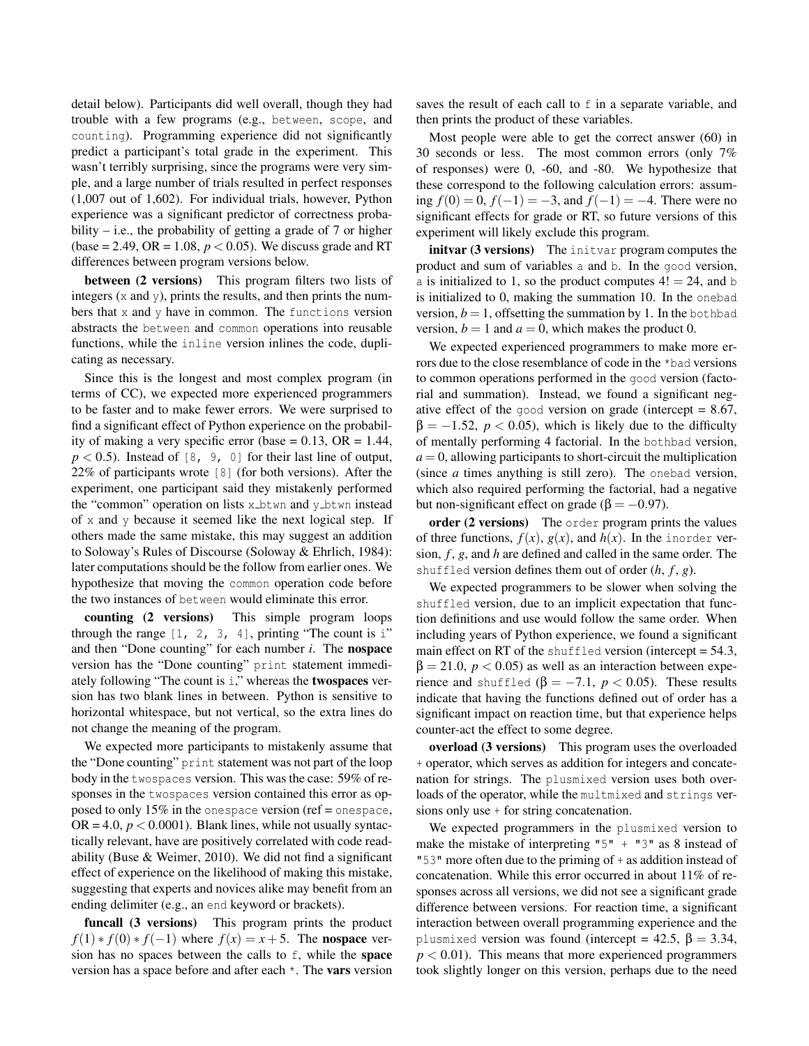detail below). Participants did well overall, though they had trouble with a few programs (e.g., `between`, `scope`, and `counting`). Programming experience did not significantly predict a participant's total grade in the experiment. This wasn't terribly surprising, since the programs were very simple, and a large number of trials resulted in perfect responses (1,007 out of 1,602). For individual trials, however, Python experience was a significant predictor of correctness probability – i.e., the probability of getting a grade of 7 or higher (base = 2.49, OR = 1.08, $p < 0.05$). We discuss grade and RT differences between program versions below.

**between (2 versions)** This program filters two lists of integers (`x` and `y`), prints the results, and then prints the numbers that `x` and `y` have in common. The `functions` version abstracts the `between` and `common` operations into reusable functions, while the `inline` version inlines the code, duplicating as necessary.

Since this is the longest and most complex program (in terms of CC), we expected more experienced programmers to be faster and to make fewer errors. We were surprised to find a significant effect of Python experience on the probability of making a very specific error (base = 0.13, OR = 1.44, $p < 0.5$). Instead of `[8, 9, 0]` for their last line of output, 22% of participants wrote `[8]` (for both versions). After the experiment, one participant said they mistakenly performed the "common" operation on lists `x_btwn` and `y_btwn` instead of `x` and `y` because it seemed like the next logical step. If others made the same mistake, this may suggest an addition to Soloway's Rules of Discourse (Soloway & Ehrlich, 1984): later computations should be the follow from earlier ones. We hypothesize that moving the `common` operation code before the two instances of `between` would eliminate this error.

**counting (2 versions)** This simple program loops through the range `[1, 2, 3, 4]`, printing "The count is `i`" and then "Done counting" for each number *i*. The **nospace** version has the "Done counting" `print` statement immediately following "The count is `i`," whereas the **twospaces** version has two blank lines in between. Python is sensitive to horizontal whitespace, but not vertical, so the extra lines do not change the meaning of the program.

We expected more participants to mistakenly assume that the "Done counting" `print` statement was not part of the loop body in the `twospaces` version. This was the case: 59% of responses in the `twospaces` version contained this error as opposed to only 15% in the `onespace` version (ref = `onespace`, OR = 4.0, $p < 0.0001$). Blank lines, while not usually syntactically relevant, have are positively correlated with code readability (Buse & Weimer, 2010). We did not find a significant effect of experience on the likelihood of making this mistake, suggesting that experts and novices alike may benefit from an ending delimiter (e.g., an `end` keyword or brackets).

**funcall (3 versions)** This program prints the product $f(1) * f(0) * f(-1)$ where $f(x) = x + 5$. The **nospace** version has no spaces between the calls to `f`, while the **space** version has a space before and after each `*`. The **vars** version saves the result of each call to `f` in a separate variable, and then prints the product of these variables.

Most people were able to get the correct answer (60) in 30 seconds or less. The most common errors (only 7% of responses) were 0, -60, and -80. We hypothesize that these correspond to the following calculation errors: assuming $f(0) = 0$, $f(-1) = -3$, and $f(-1) = -4$. There were no significant effects for grade or RT, so future versions of this experiment will likely exclude this program.

**initvar (3 versions)** The `initvar` program computes the product and sum of variables `a` and `b`. In the `good` version, `a` is initialized to 1, so the product computes $4! = 24$, and `b` is initialized to 0, making the summation 10. In the `onebad` version, $b = 1$, offsetting the summation by 1. In the `bothbad` version, $b = 1$ and $a = 0$, which makes the product 0.

We expected experienced programmers to make more errors due to the close resemblance of code in the `*bad` versions to common operations performed in the `good` version (factorial and summation). Instead, we found a significant negative effect of the `good` version on grade (intercept = 8.67, $\beta = -1.52$, $p < 0.05$), which is likely due to the difficulty of mentally performing 4 factorial. In the `bothbad` version, $a = 0$, allowing participants to short-circuit the multiplication (since *a* times anything is still zero). The `onebad` version, which also required performing the factorial, had a negative but non-significant effect on grade ($\beta = -0.97$).

**order (2 versions)** The `order` program prints the values of three functions, $f(x)$, $g(x)$, and $h(x)$. In the `inorder` version, $f$, $g$, and $h$ are defined and called in the same order. The `shuffled` version defines them out of order ($h$, $f$, $g$).

We expected programmers to be slower when solving the `shuffled` version, due to an implicit expectation that function definitions and use would follow the same order. When including years of Python experience, we found a significant main effect on RT of the `shuffled` version (intercept = 54.3, $\beta = 21.0$, $p < 0.05$) as well as an interaction between experience and `shuffled` ($\beta = -7.1$, $p < 0.05$). These results indicate that having the functions defined out of order has a significant impact on reaction time, but that experience helps counter-act the effect to some degree.

**overload (3 versions)** This program uses the overloaded `+` operator, which serves as addition for integers and concatenation for strings. The `plusmixed` version uses both overloads of the operator, while the `multmixed` and `strings` versions only use `+` for string concatenation.

We expected programmers in the `plusmixed` version to make the mistake of interpreting `"5" + "3"` as 8 instead of `"53"` more often due to the priming of `+` as addition instead of concatenation. While this error occurred in about 11% of responses across all versions, we did not see a significant grade difference between versions. For reaction time, a significant interaction between overall programming experience and the `plusmixed` version was found (intercept = 42.5, $\beta = 3.34$, $p < 0.01$). This means that more experienced programmers took slightly longer on this version, perhaps due to the need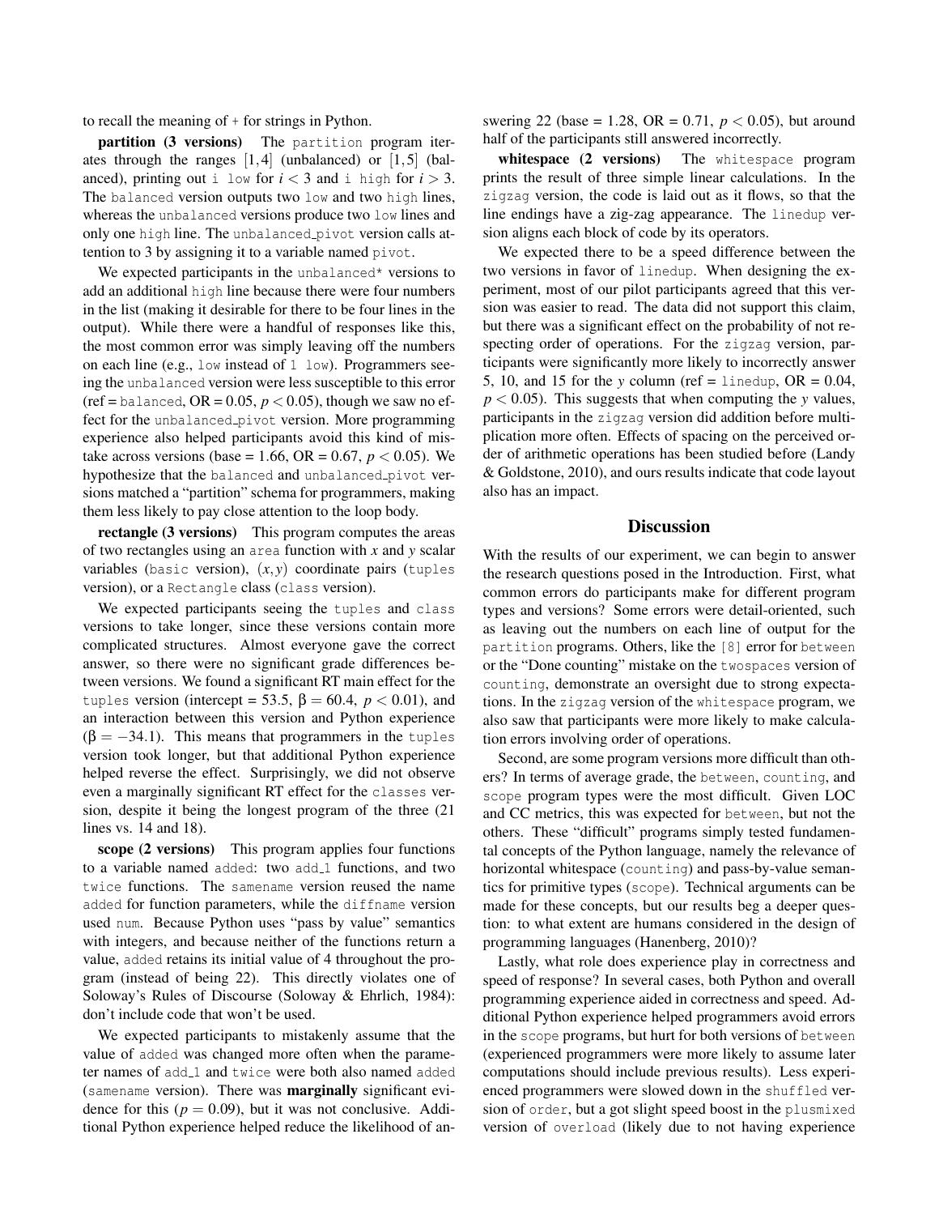to recall the meaning of + for strings in Python.

**partition (3 versions)** The partition program iterates through the ranges $[1,4]$ (unbalanced) or $[1,5]$ (balanced), printing out i low for $i < 3$ and i high for $i > 3$. The balanced version outputs two low and two high lines, whereas the unbalanced versions produce two low lines and only one high line. The unbalanced_pivot version calls attention to 3 by assigning it to a variable named pivot.

We expected participants in the unbalanced* versions to add an additional high line because there were four numbers in the list (making it desirable for there to be four lines in the output). While there were a handful of responses like this, the most common error was simply leaving off the numbers on each line (e.g., low instead of 1 low). Programmers seeing the unbalanced version were less susceptible to this error (ref = balanced, OR = 0.05, $p < 0.05$), though we saw no effect for the unbalanced_pivot version. More programming experience also helped participants avoid this kind of mistake across versions (base = 1.66, OR = 0.67, $p < 0.05$). We hypothesize that the balanced and unbalanced_pivot versions matched a "partition" schema for programmers, making them less likely to pay close attention to the loop body.

**rectangle (3 versions)** This program computes the areas of two rectangles using an area function with $x$ and $y$ scalar variables (basic version), $(x, y)$ coordinate pairs (tuples version), or a Rectangle class (class version).

We expected participants seeing the tuples and class versions to take longer, since these versions contain more complicated structures. Almost everyone gave the correct answer, so there were no significant grade differences between versions. We found a significant RT main effect for the tuples version (intercept = 53.5, $\beta = 60.4$, $p < 0.01$), and an interaction between this version and Python experience ($\beta = -34.1$). This means that programmers in the tuples version took longer, but that additional Python experience helped reverse the effect. Surprisingly, we did not observe even a marginally significant RT effect for the classes version, despite it being the longest program of the three (21 lines vs. 14 and 18).

**scope (2 versions)** This program applies four functions to a variable named added: two add_1 functions, and two twice functions. The samename version reused the name added for function parameters, while the diffname version used num. Because Python uses "pass by value" semantics with integers, and because neither of the functions return a value, added retains its initial value of 4 throughout the program (instead of being 22). This directly violates one of Soloway's Rules of Discourse (Soloway & Ehrlich, 1984): don't include code that won't be used.

We expected participants to mistakenly assume that the value of added was changed more often when the parameter names of add_1 and twice were both also named added (samename version). There was **marginally** significant evidence for this ($p = 0.09$), but it was not conclusive. Additional Python experience helped reduce the likelihood of answering 22 (base = 1.28, OR = 0.71, $p < 0.05$), but around half of the participants still answered incorrectly.

**whitespace (2 versions)** The whitespace program prints the result of three simple linear calculations. In the zigzag version, the code is laid out as it flows, so that the line endings have a zig-zag appearance. The linedup version aligns each block of code by its operators.

We expected there to be a speed difference between the two versions in favor of linedup. When designing the experiment, most of our pilot participants agreed that this version was easier to read. The data did not support this claim, but there was a significant effect on the probability of not respecting order of operations. For the zigzag version, participants were significantly more likely to incorrectly answer 5, 10, and 15 for the $y$ column (ref = linedup, OR = 0.04, $p < 0.05$). This suggests that when computing the $y$ values, participants in the zigzag version did addition before multiplication more often. Effects of spacing on the perceived order of arithmetic operations has been studied before (Landy & Goldstone, 2010), and ours results indicate that code layout also has an impact.

## Discussion

With the results of our experiment, we can begin to answer the research questions posed in the Introduction. First, what common errors do participants make for different program types and versions? Some errors were detail-oriented, such as leaving out the numbers on each line of output for the partition programs. Others, like the [8] error for between or the "Done counting" mistake on the twospaces version of counting, demonstrate an oversight due to strong expectations. In the zigzag version of the whitespace program, we also saw that participants were more likely to make calculation errors involving order of operations.

Second, are some program versions more difficult than others? In terms of average grade, the between, counting, and scope program types were the most difficult. Given LOC and CC metrics, this was expected for between, but not the others. These "difficult" programs simply tested fundamental concepts of the Python language, namely the relevance of horizontal whitespace (counting) and pass-by-value semantics for primitive types (scope). Technical arguments can be made for these concepts, but our results beg a deeper question: to what extent are humans considered in the design of programming languages (Hanenberg, 2010)?

Lastly, what role does experience play in correctness and speed of response? In several cases, both Python and overall programming experience aided in correctness and speed. Additional Python experience helped programmers avoid errors in the scope programs, but hurt for both versions of between (experienced programmers were more likely to assume later computations should include previous results). Less experienced programmers were slowed down in the shuffled version of order, but a got slight speed boost in the plusmixed version of overload (likely due to not having experience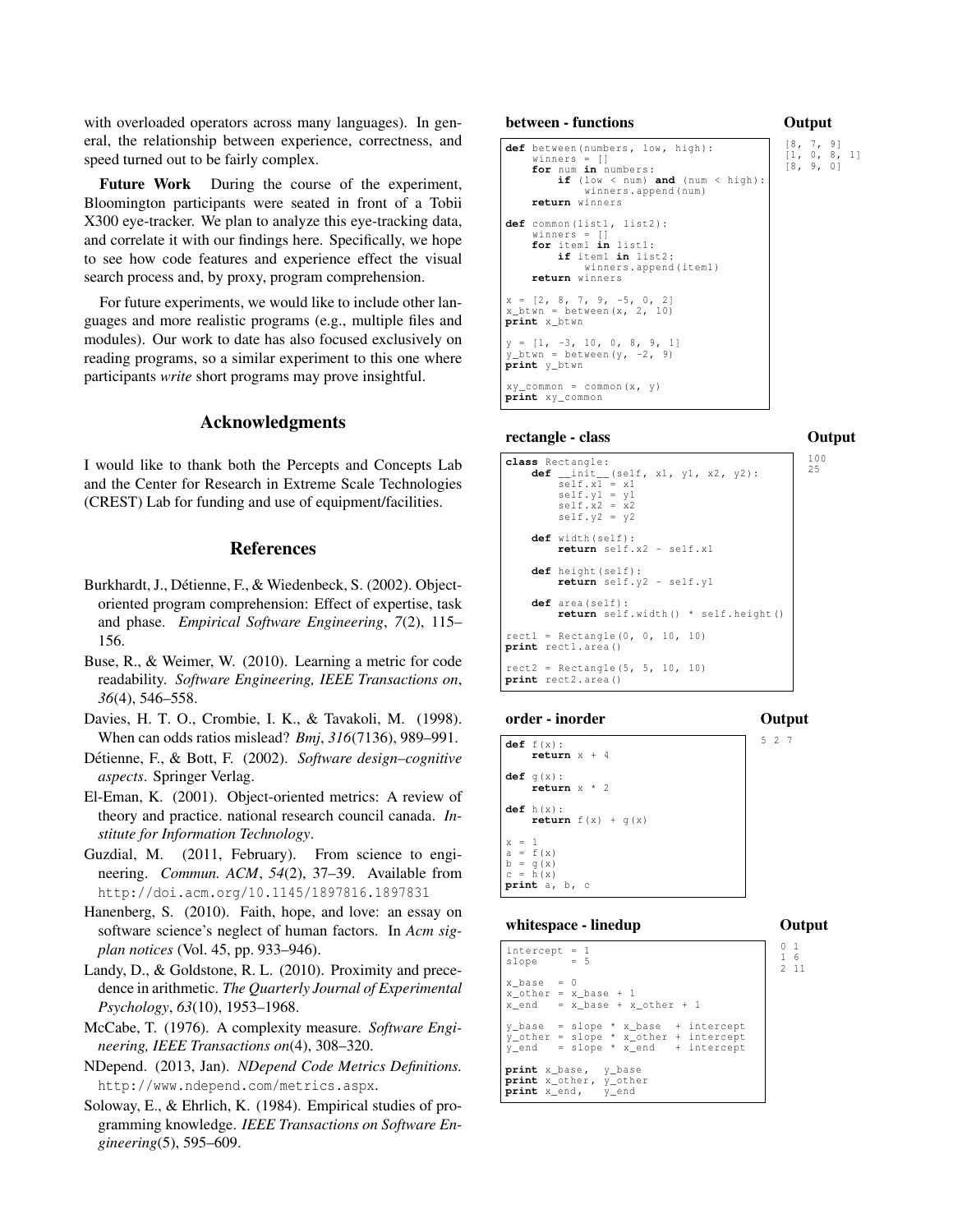with overloaded operators across many languages). In general, the relationship between experience, correctness, and speed turned out to be fairly complex.

**Future Work** During the course of the experiment, Bloomington participants were seated in front of a Tobii X300 eye-tracker. We plan to analyze this eye-tracking data, and correlate it with our findings here. Specifically, we hope to see how code features and experience effect the visual search process and, by proxy, program comprehension.

For future experiments, we would like to include other languages and more realistic programs (e.g., multiple files and modules). Our work to date has also focused exclusively on reading programs, so a similar experiment to this one where participants *write* short programs may prove insightful.

## Acknowledgments

I would like to thank both the Percepts and Concepts Lab and the Center for Research in Extreme Scale Technologies (CREST) Lab for funding and use of equipment/facilities.

## References

Burkhardt, J., Détienne, F., & Wiedenbeck, S. (2002). Object-oriented program comprehension: Effect of expertise, task and phase. *Empirical Software Engineering*, *7*(2), 115–156.

Buse, R., & Weimer, W. (2010). Learning a metric for code readability. *Software Engineering, IEEE Transactions on*, *36*(4), 546–558.

Davies, H. T. O., Crombie, I. K., & Tavakoli, M. (1998). When can odds ratios mislead? *Bmj*, *316*(7136), 989–991.

Détienne, F., & Bott, F. (2002). *Software design–cognitive aspects*. Springer Verlag.

El-Eman, K. (2001). Object-oriented metrics: A review of theory and practice. national research council canada. *Institute for Information Technology*.

Guzdial, M. (2011, February). From science to engineering. *Commun. ACM*, *54*(2), 37–39. Available from http://doi.acm.org/10.1145/1897816.1897831

Hanenberg, S. (2010). Faith, hope, and love: an essay on software science's neglect of human factors. In *Acm sigplan notices* (Vol. 45, pp. 933–946).

Landy, D., & Goldstone, R. L. (2010). Proximity and precedence in arithmetic. *The Quarterly Journal of Experimental Psychology*, *63*(10), 1953–1968.

McCabe, T. (1976). A complexity measure. *Software Engineering, IEEE Transactions on*(4), 308–320.

NDepend. (2013, Jan). *NDepend Code Metrics Definitions.* http://www.ndepend.com/metrics.aspx.

Soloway, E., & Ehrlich, K. (1984). Empirical studies of programming knowledge. *IEEE Transactions on Software Engineering*(5), 595–609.

**between - functions**

```
def between(numbers, low, high):
    winners = []
    for num in numbers:
        if (low < num) and (num < high):
            winners.append(num)
    return winners

def common(list1, list2):
    winners = []
    for item1 in list1:
        if item1 in list2:
            winners.append(item1)
    return winners

x = [2, 8, 7, 9, -5, 0, 2]
x_btwn = between(x, 2, 10)
print x_btwn

y = [1, -3, 10, 0, 8, 9, 1]
y_btwn = between(y, -2, 9)
print y_btwn

xy_common = common(x, y)
print xy_common
```

**Output**

```
[8, 7, 9]
[1, 0, 8, 1]
[8, 9, 0]
```

**rectangle - class**

```
class Rectangle:
    def __init__(self, x1, y1, x2, y2):
        self.x1 = x1
        self.y1 = y1
        self.x2 = x2
        self.y2 = y2

    def width(self):
        return self.x2 - self.x1

    def height(self):
        return self.y2 - self.y1

    def area(self):
        return self.width() * self.height()

rect1 = Rectangle(0, 0, 10, 10)
print rect1.area()

rect2 = Rectangle(5, 5, 10, 10)
print rect2.area()
```

**Output**

```
100
25
```

**order - inorder**

```
def f(x):
    return x + 4

def g(x):
    return x * 2

def h(x):
    return f(x) + g(x)

x = 1
a = f(x)
b = g(x)
c = h(x)
print a, b, c
```

**Output**

```
5 2 7
```

**whitespace - linedup**

```
intercept = 1
slope     = 5

x_base  = 0
x_other = x_base + 1
x_end   = x_base + x_other + 1

y_base  = slope * x_base  + intercept
y_other = slope * x_other + intercept
y_end   = slope * x_end   + intercept

print x_base,  y_base
print x_other, y_other
print x_end,   y_end
```

**Output**

```
0 1
1 6
2 11
```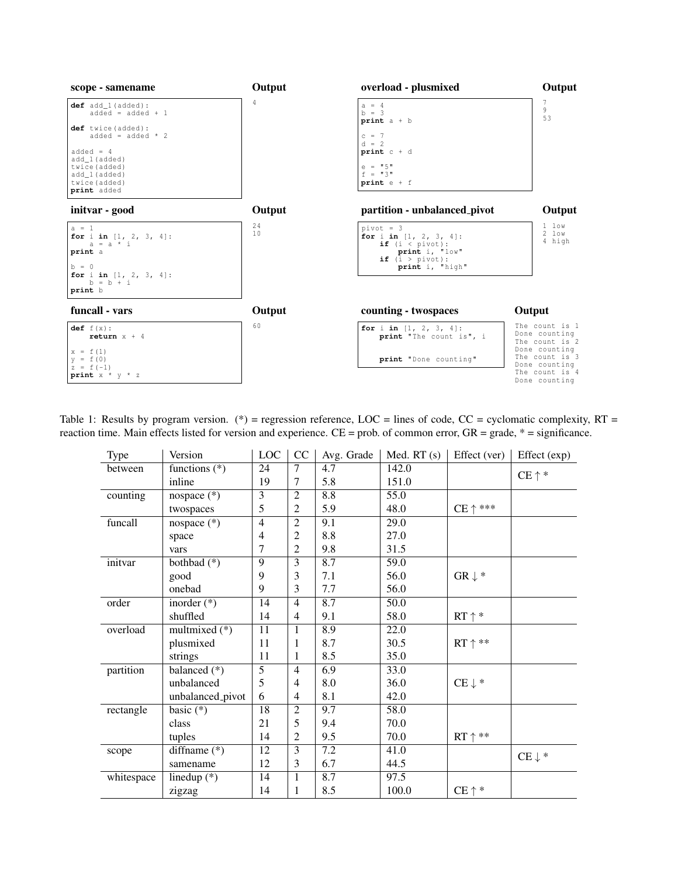**scope - samename**

```
def add_1(added):
    added = added + 1

def twice(added):
    added = added * 2

added = 4
add_1(added)
twice(added)
add_1(added)
twice(added)
print added
```

**Output**

```
4
```

**overload - plusmixed**

```
a = 4
b = 3
print a + b

c = 7
d = 2
print c + d

e = "5"
f = "3"
print e + f
```

**Output**

```
7
9
53
```

**initvar - good**

```
a = 1
for i in [1, 2, 3, 4]:
    a = a * i
print a

b = 0
for i in [1, 2, 3, 4]:
    b = b + i
print b
```

**Output**

```
24
10
```

**partition - unbalanced_pivot**

```
pivot = 3
for i in [1, 2, 3, 4]:
    if (i < pivot):
        print i, "low"
    if (i > pivot):
        print i, "high"
```

**Output**

```
1 low
2 low
4 high
```

**funcall - vars**

```
def f(x):
    return x + 4

x = f(1)
y = f(0)
z = f(-1)
print x * y * z
```

**Output**

```
60
```

**counting - twospaces**

```
for i in [1, 2, 3, 4]:
    print "The count is", i


    print "Done counting"
```

**Output**

```
The count is 1
Done counting
The count is 2
Done counting
The count is 3
Done counting
The count is 4
Done counting
```

Table 1: Results by program version. (*) = regression reference, LOC = lines of code, CC = cyclomatic complexity, RT = reaction time. Main effects listed for version and experience. CE = prob. of common error, GR = grade, * = significance.

| Type | Version | LOC | CC | Avg. Grade | Med. RT (s) | Effect (ver) | Effect (exp) |
|---|---|---|---|---|---|---|---|
| between | functions (*) | 24 | 7 | 4.7 | 142.0 | | CE ↑ * |
| | inline | 19 | 7 | 5.8 | 151.0 | | |
| counting | nospace (*) | 3 | 2 | 8.8 | 55.0 | | |
| | twospaces | 5 | 2 | 5.9 | 48.0 | CE ↑ *** | |
| funcall | nospace (*) | 4 | 2 | 9.1 | 29.0 | | |
| | space | 4 | 2 | 8.8 | 27.0 | | |
| | vars | 7 | 2 | 9.8 | 31.5 | | |
| initvar | bothbad (*) | 9 | 3 | 8.7 | 59.0 | | |
| | good | 9 | 3 | 7.1 | 56.0 | GR ↓ * | |
| | onebad | 9 | 3 | 7.7 | 56.0 | | |
| order | inorder (*) | 14 | 4 | 8.7 | 50.0 | | |
| | shuffled | 14 | 4 | 9.1 | 58.0 | RT ↑ * | |
| overload | multmixed (*) | 11 | 1 | 8.9 | 22.0 | | |
| | plusmixed | 11 | 1 | 8.7 | 30.5 | RT ↑ ** | |
| | strings | 11 | 1 | 8.5 | 35.0 | | |
| partition | balanced (*) | 5 | 4 | 6.9 | 33.0 | | |
| | unbalanced | 5 | 4 | 8.0 | 36.0 | CE ↓ * | |
| | unbalanced_pivot | 6 | 4 | 8.1 | 42.0 | | |
| rectangle | basic (*) | 18 | 2 | 9.7 | 58.0 | | |
| | class | 21 | 5 | 9.4 | 70.0 | | |
| | tuples | 14 | 2 | 9.5 | 70.0 | RT ↑ ** | |
| scope | diffname (*) | 12 | 3 | 7.2 | 41.0 | | CE ↓ * |
| | samename | 12 | 3 | 6.7 | 44.5 | | |
| whitespace | linedup (*) | 14 | 1 | 8.7 | 97.5 | | |
| | zigzag | 14 | 1 | 8.5 | 100.0 | CE ↑ * | |